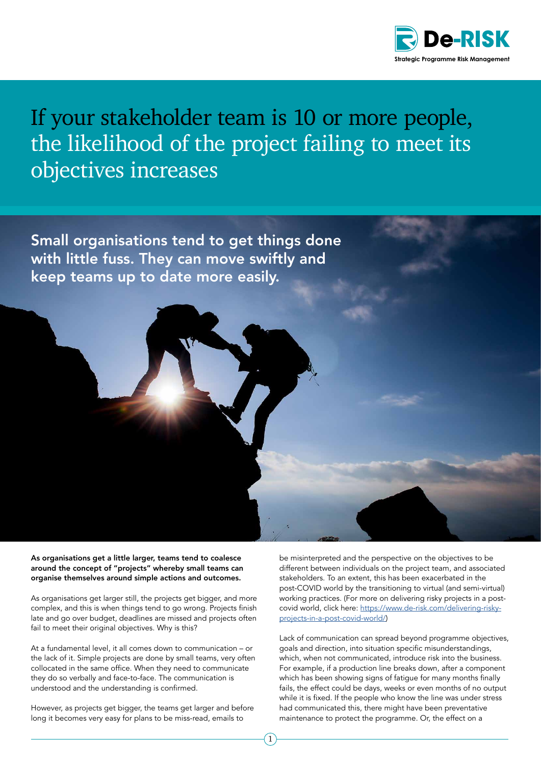# If your stakeholder team is 10 or more people, the likelihood of the project failing to meet its objectives increases

## Small organisations tend to get things done with little fuss. They can move swiftly and keep teams up to date more easily.

**As organisations get a little larger, teams tend to coalesce around the concept of "projects" whereby small teams can organise themselves around simple actions and outcomes.**

As organisations get larger still, the projects get bigger, and more complex, and this is when things tend to go wrong. Projects finish late and go over budget, deadlines are missed and projects often fail to meet their original objectives. Why is this?

At a fundamental level, it all comes down to communication – or the lack of it. Simple projects are done by small teams, very often collocated in the same office. When they need to communicate they do so verbally and face-to-face. The communication is understood and the understanding is confirmed.

However, as projects get bigger, the teams get larger and before long it becomes very easy for plans to be miss-read, emails to be misinterpreted and the perspective on the objectives to be different between individuals on the project team, and associated stakeholders. To an extent, this has been exacerbated in the post-COVID world by the transitioning to virtual (and semi-virtual) working practices. (For more on delivering risky projects in a post-covid world, click here: https://www.de-risk.com/delivering-risky-projects-in-a-post-covid-world/)

Lack of communication can spread beyond programme objectives, goals and direction, into situation specific misunderstandings, which, when not communicated, introduce risk into the business. For example, if a production line breaks down, after a component which has been showing signs of fatigue for many months finally fails, the effect could be days, weeks or even months of no output while it is fixed. If the people who know the line was under stress had communicated this, there might have been preventative maintenance to protect the programme. Or, the effect on a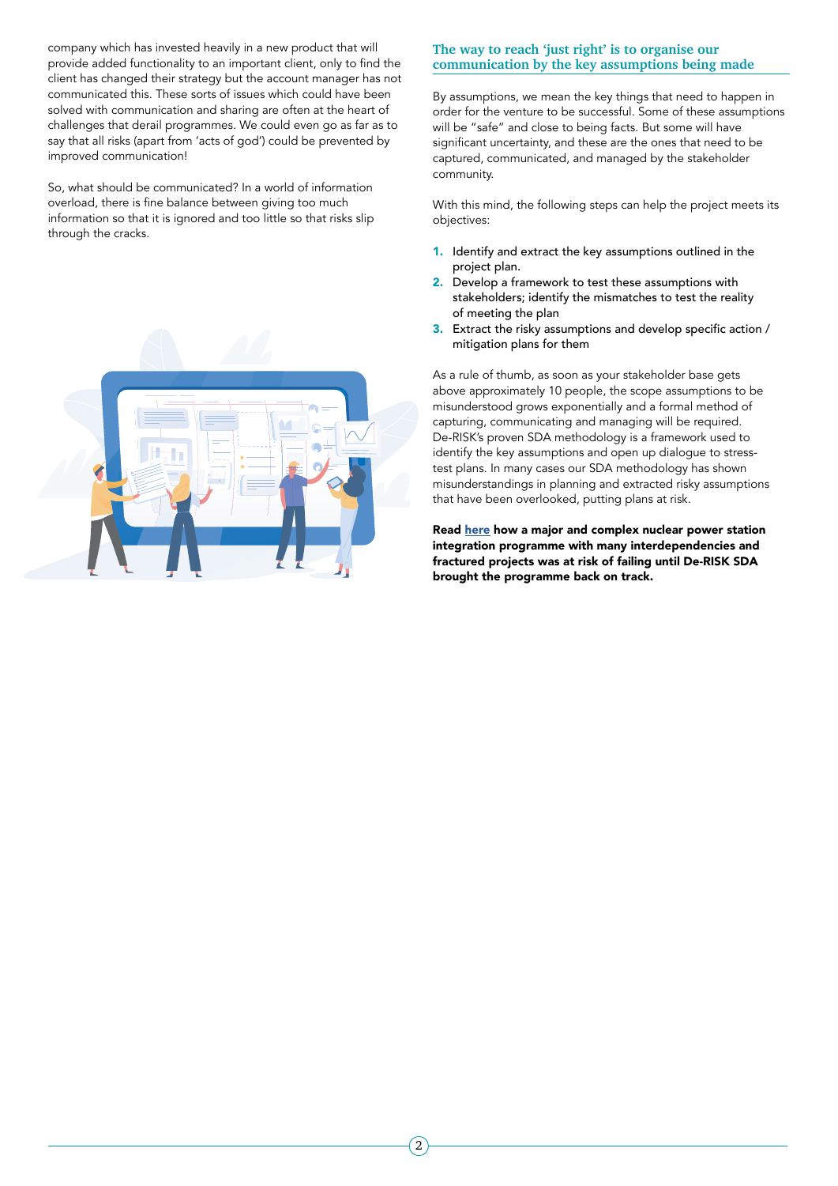company which has invested heavily in a new product that will provide added functionality to an important client, only to find the client has changed their strategy but the account manager has not communicated this. These sorts of issues which could have been solved with communication and sharing are often at the heart of challenges that derail programmes. We could even go as far as to say that all risks (apart from 'acts of god') could be prevented by improved communication!

So, what should be communicated? In a world of information overload, there is fine balance between giving too much information so that it is ignored and too little so that risks slip through the cracks.

## The way to reach 'just right' is to organise our communication by the key assumptions being made

By assumptions, we mean the key things that need to happen in order for the venture to be successful. Some of these assumptions will be "safe" and close to being facts. But some will have significant uncertainty, and these are the ones that need to be captured, communicated, and managed by the stakeholder community.

With this mind, the following steps can help the project meets its objectives:

1. Identify and extract the key assumptions outlined in the project plan.
2. Develop a framework to test these assumptions with stakeholders; identify the mismatches to test the reality of meeting the plan
3. Extract the risky assumptions and develop specific action / mitigation plans for them

As a rule of thumb, as soon as your stakeholder base gets above approximately 10 people, the scope assumptions to be misunderstood grows exponentially and a formal method of capturing, communicating and managing will be required. De-RISK's proven SDA methodology is a framework used to identify the key assumptions and open up dialogue to stress-test plans. In many cases our SDA methodology has shown misunderstandings in planning and extracted risky assumptions that have been overlooked, putting plans at risk.

**Read here how a major and complex nuclear power station integration programme with many interdependencies and fractured projects was at risk of failing until De-RISK SDA brought the programme back on track.**